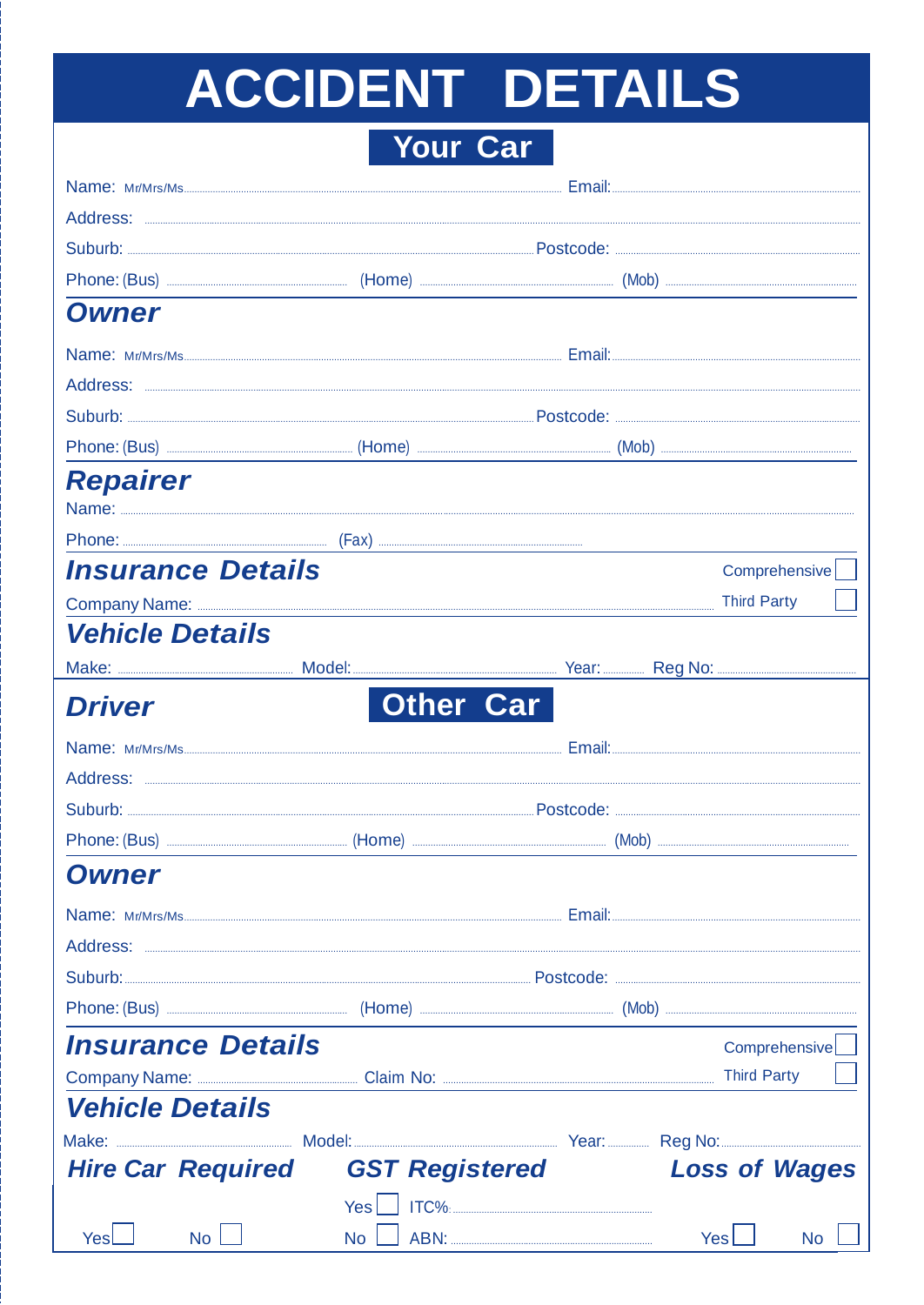# ACCIDENT DETAILS

## Your Car

Name: Mr/Mrs/Ms.................................................................................................... Email:...............................................

Address: ..............................................................................................................................................................

Suburb: .................................................................................................... Postcode: .........................................

Phone: (Bus) .......................... (Home) .......................... (Mob) ..........................

## Owner

Name: Mr/Mrs/Ms.................................................................................................... Email:...............................................

Address: ..............................................................................................................................................................

Suburb: .................................................................................................... Postcode: .........................................

Phone: (Bus) .......................... (Home) .......................... (Mob) ..........................

## Repairer

Name: ..................................................................................................................................................................

Phone: .......................... (Fax) ..........................

## Insurance Details

Comprehensive ☐

Company Name: .............................................................................................................. Third Party ☐

## Vehicle Details

Make: .......................... Model: .......................... Year: .......... Reg No: ..........................

## Driver

## Other Car

Name: Mr/Mrs/Ms.................................................................................................... Email:...............................................

Address: ..............................................................................................................................................................

Suburb: .................................................................................................... Postcode: .........................................

Phone: (Bus) .......................... (Home) .......................... (Mob) ..........................

## Owner

Name: Mr/Mrs/Ms.................................................................................................... Email:...............................................

Address: ..............................................................................................................................................................

Suburb: .................................................................................................... Postcode: .........................................

Phone: (Bus) .......................... (Home) .......................... (Mob) ..........................

## Insurance Details

Comprehensive ☐

Company Name: .......................... Claim No: .......................................................... Third Party ☐

## Vehicle Details

Make: .......................... Model: .......................... Year: .......... Reg No: ..........................

***Hire Car Required***

Yes ☐ No ☐

***GST Registered***

Yes ☐ ITC%:..........................

No ☐ ABN:..........................

***Loss of Wages***

Yes ☐ No ☐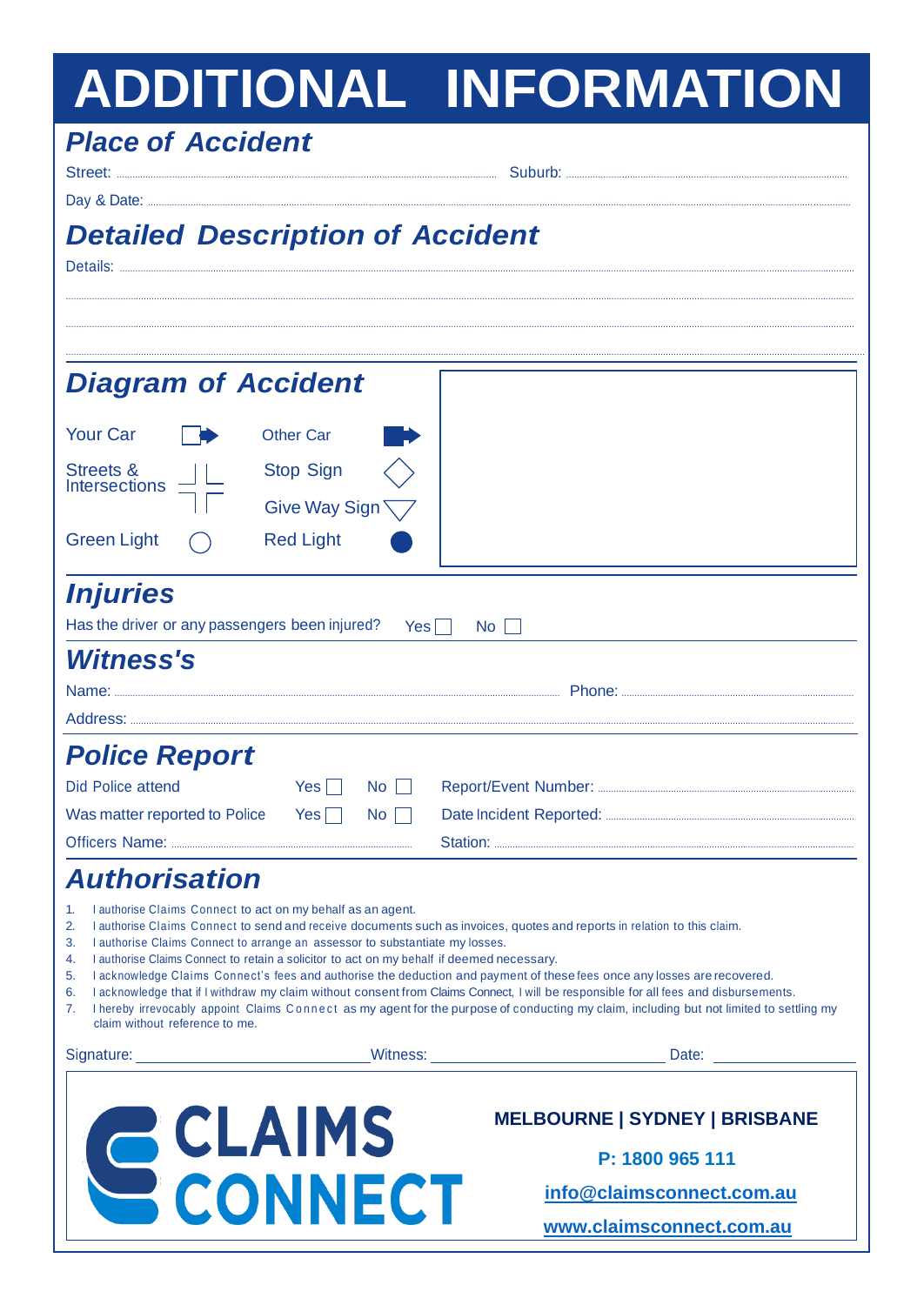# ADDITIONAL INFORMATION

## *Place of Accident*

Street: ............................................................ Suburb: ............................................................

Day & Date: ............................................................

## *Detailed Description of Accident*

Details: ............................................................

............................................................

............................................................

## *Diagram of Accident*

Your Car

Other Car

Streets & Intersections

Stop Sign

Give Way Sign

Green Light

Red Light

## *Injuries*

Has the driver or any passengers been injured? Yes ☐ No ☐

## *Witness's*

Name: ............................................................ Phone: ............................................................

Address: ............................................................

## *Police Report*

Did Police attend Yes ☐ No ☐ Report/Event Number: ............................................................

Was matter reported to Police Yes ☐ No ☐ Date Incident Reported: ............................................................

Officers Name: ............................................................ Station: ............................................................

## *Authorisation*

1. I authorise Claims Connect to act on my behalf as an agent.
2. I authorise Claims Connect to send and receive documents such as invoices, quotes and reports in relation to this claim.
3. I authorise Claims Connect to arrange an assessor to substantiate my losses.
4. I authorise Claims Connect to retain a solicitor to act on my behalf if deemed necessary.
5. I acknowledge Claims Connect's fees and authorise the deduction and payment of these fees once any losses are recovered.
6. I acknowledge that if I withdraw my claim without consent from Claims Connect, I will be responsible for all fees and disbursements.
7. I hereby irrevocably appoint Claims Connect as my agent for the purpose of conducting my claim, including but not limited to settling my claim without reference to me.

Signature: ____________________ Witness: ____________________ Date: ____________

CLAIMS CONNECT

**MELBOURNE | SYDNEY | BRISBANE**

**P: 1800 965 111**

**info@claimsconnect.com.au**

**www.claimsconnect.com.au**